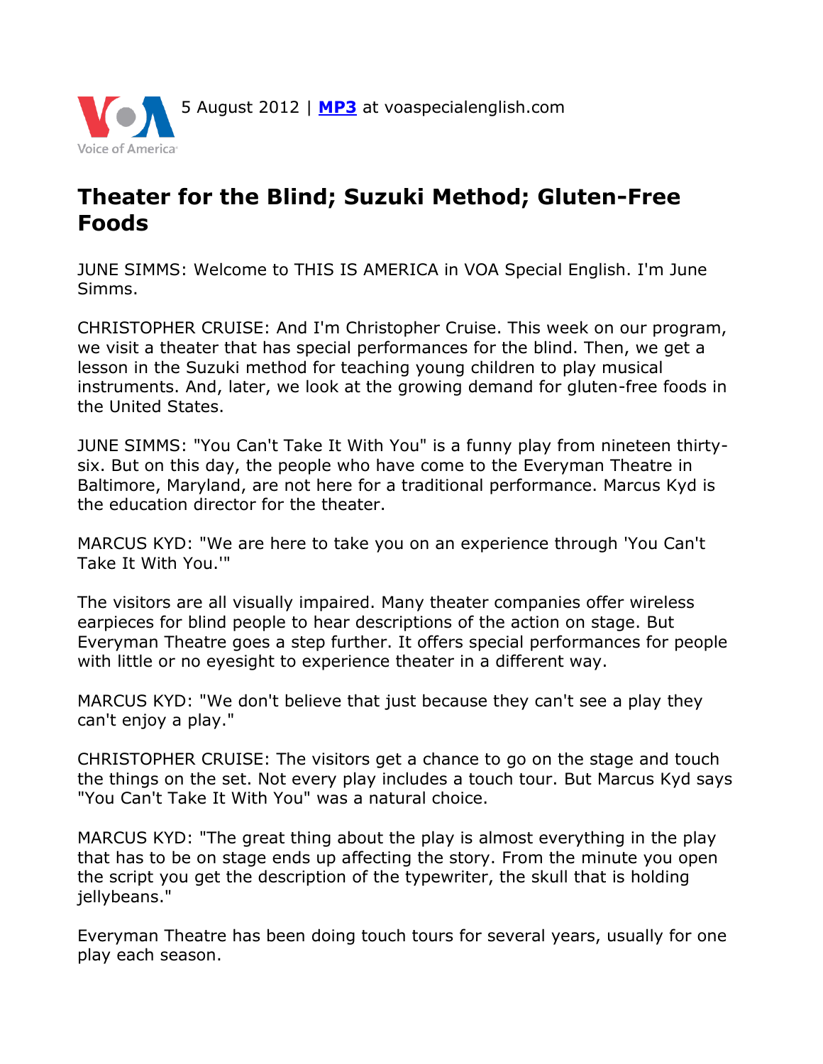5 August 2012 | **MP3** at voaspecialenglish.com

# Theater for the Blind; Suzuki Method; Gluten-Free Foods

JUNE SIMMS: Welcome to THIS IS AMERICA in VOA Special English. I'm June Simms.

CHRISTOPHER CRUISE: And I'm Christopher Cruise. This week on our program, we visit a theater that has special performances for the blind. Then, we get a lesson in the Suzuki method for teaching young children to play musical instruments. And, later, we look at the growing demand for gluten-free foods in the United States.

JUNE SIMMS: "You Can't Take It With You" is a funny play from nineteen thirty-six. But on this day, the people who have come to the Everyman Theatre in Baltimore, Maryland, are not here for a traditional performance. Marcus Kyd is the education director for the theater.

MARCUS KYD: "We are here to take you on an experience through 'You Can't Take It With You.'"

The visitors are all visually impaired. Many theater companies offer wireless earpieces for blind people to hear descriptions of the action on stage. But Everyman Theatre goes a step further. It offers special performances for people with little or no eyesight to experience theater in a different way.

MARCUS KYD: "We don't believe that just because they can't see a play they can't enjoy a play."

CHRISTOPHER CRUISE: The visitors get a chance to go on the stage and touch the things on the set. Not every play includes a touch tour. But Marcus Kyd says "You Can't Take It With You" was a natural choice.

MARCUS KYD: "The great thing about the play is almost everything in the play that has to be on stage ends up affecting the story. From the minute you open the script you get the description of the typewriter, the skull that is holding jellybeans."

Everyman Theatre has been doing touch tours for several years, usually for one play each season.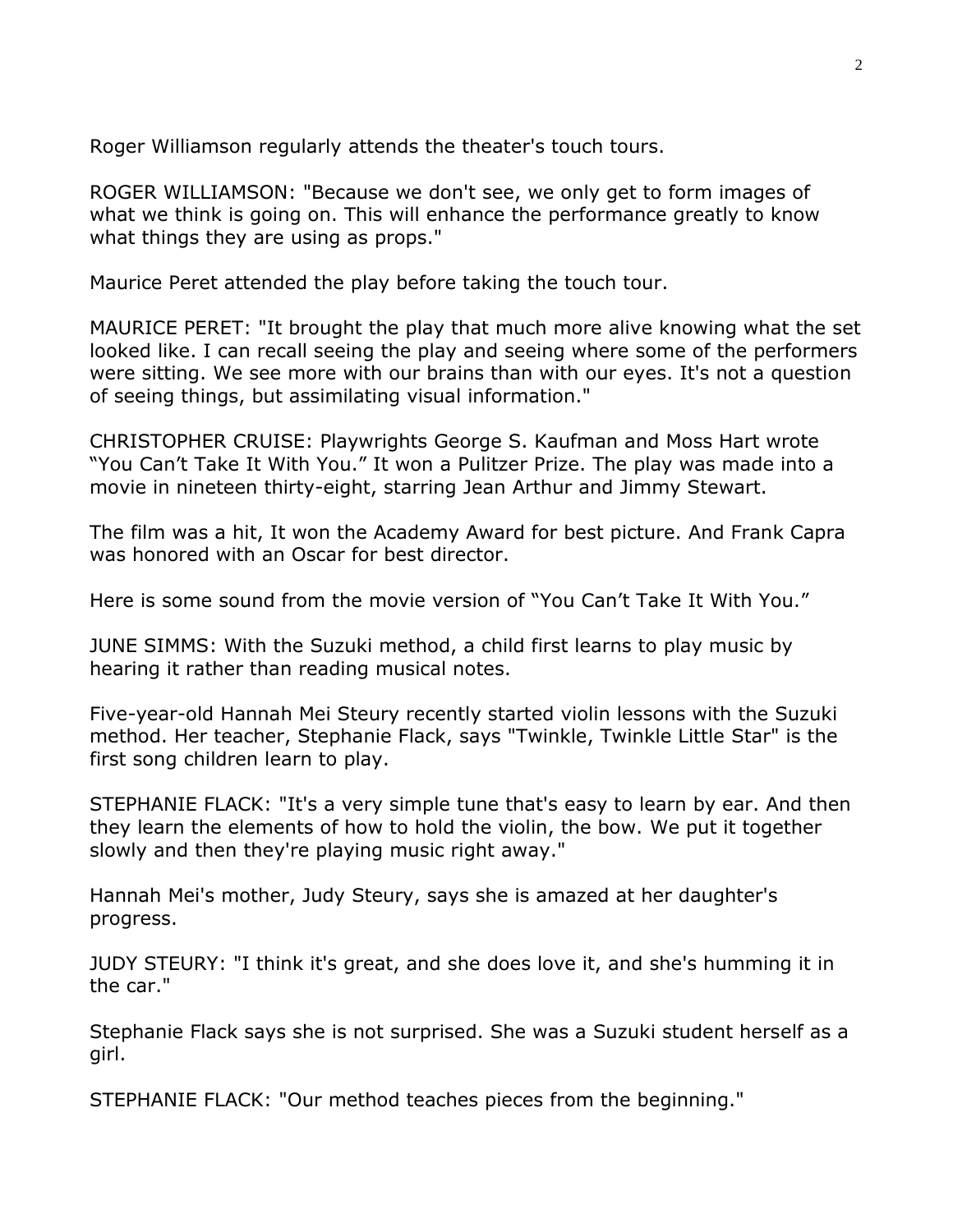Roger Williamson regularly attends the theater's touch tours.

ROGER WILLIAMSON: "Because we don't see, we only get to form images of what we think is going on. This will enhance the performance greatly to know what things they are using as props."

Maurice Peret attended the play before taking the touch tour.

MAURICE PERET: "It brought the play that much more alive knowing what the set looked like. I can recall seeing the play and seeing where some of the performers were sitting. We see more with our brains than with our eyes. It's not a question of seeing things, but assimilating visual information."

CHRISTOPHER CRUISE: Playwrights George S. Kaufman and Moss Hart wrote "You Can't Take It With You." It won a Pulitzer Prize. The play was made into a movie in nineteen thirty-eight, starring Jean Arthur and Jimmy Stewart.

The film was a hit, It won the Academy Award for best picture. And Frank Capra was honored with an Oscar for best director.

Here is some sound from the movie version of "You Can't Take It With You."

JUNE SIMMS: With the Suzuki method, a child first learns to play music by hearing it rather than reading musical notes.

Five-year-old Hannah Mei Steury recently started violin lessons with the Suzuki method. Her teacher, Stephanie Flack, says "Twinkle, Twinkle Little Star" is the first song children learn to play.

STEPHANIE FLACK: "It's a very simple tune that's easy to learn by ear. And then they learn the elements of how to hold the violin, the bow. We put it together slowly and then they're playing music right away."

Hannah Mei's mother, Judy Steury, says she is amazed at her daughter's progress.

JUDY STEURY: "I think it's great, and she does love it, and she's humming it in the car."

Stephanie Flack says she is not surprised. She was a Suzuki student herself as a girl.

STEPHANIE FLACK: "Our method teaches pieces from the beginning."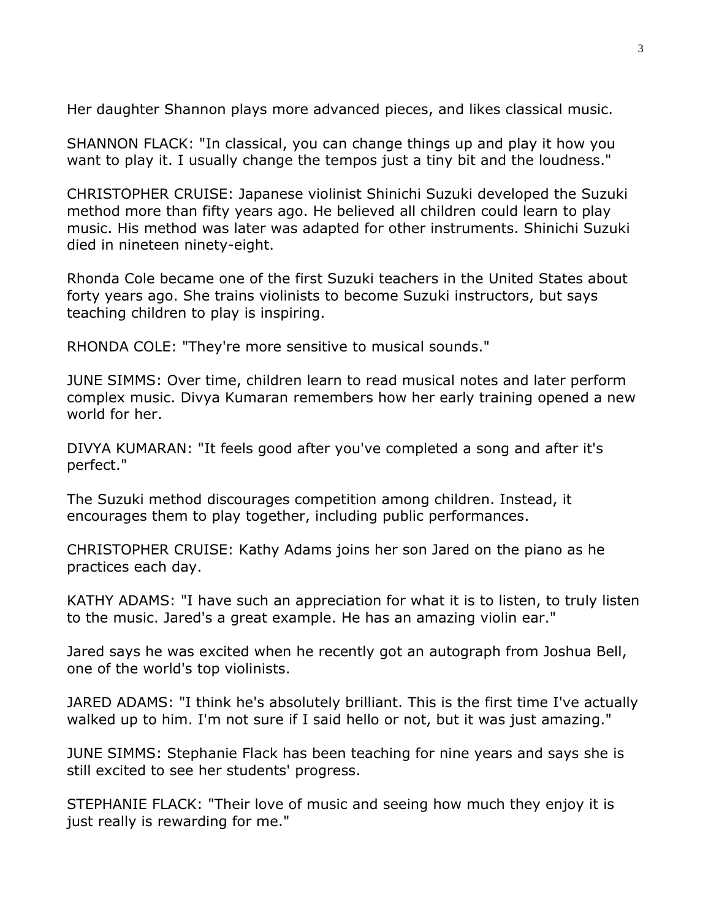Her daughter Shannon plays more advanced pieces, and likes classical music.

SHANNON FLACK: "In classical, you can change things up and play it how you want to play it. I usually change the tempos just a tiny bit and the loudness."

CHRISTOPHER CRUISE: Japanese violinist Shinichi Suzuki developed the Suzuki method more than fifty years ago. He believed all children could learn to play music. His method was later was adapted for other instruments. Shinichi Suzuki died in nineteen ninety-eight.

Rhonda Cole became one of the first Suzuki teachers in the United States about forty years ago. She trains violinists to become Suzuki instructors, but says teaching children to play is inspiring.

RHONDA COLE: "They're more sensitive to musical sounds."

JUNE SIMMS: Over time, children learn to read musical notes and later perform complex music. Divya Kumaran remembers how her early training opened a new world for her.

DIVYA KUMARAN: "It feels good after you've completed a song and after it's perfect."

The Suzuki method discourages competition among children. Instead, it encourages them to play together, including public performances.

CHRISTOPHER CRUISE: Kathy Adams joins her son Jared on the piano as he practices each day.

KATHY ADAMS: "I have such an appreciation for what it is to listen, to truly listen to the music. Jared's a great example. He has an amazing violin ear."

Jared says he was excited when he recently got an autograph from Joshua Bell, one of the world's top violinists.

JARED ADAMS: "I think he's absolutely brilliant. This is the first time I've actually walked up to him. I'm not sure if I said hello or not, but it was just amazing."

JUNE SIMMS: Stephanie Flack has been teaching for nine years and says she is still excited to see her students' progress.

STEPHANIE FLACK: "Their love of music and seeing how much they enjoy it is just really is rewarding for me."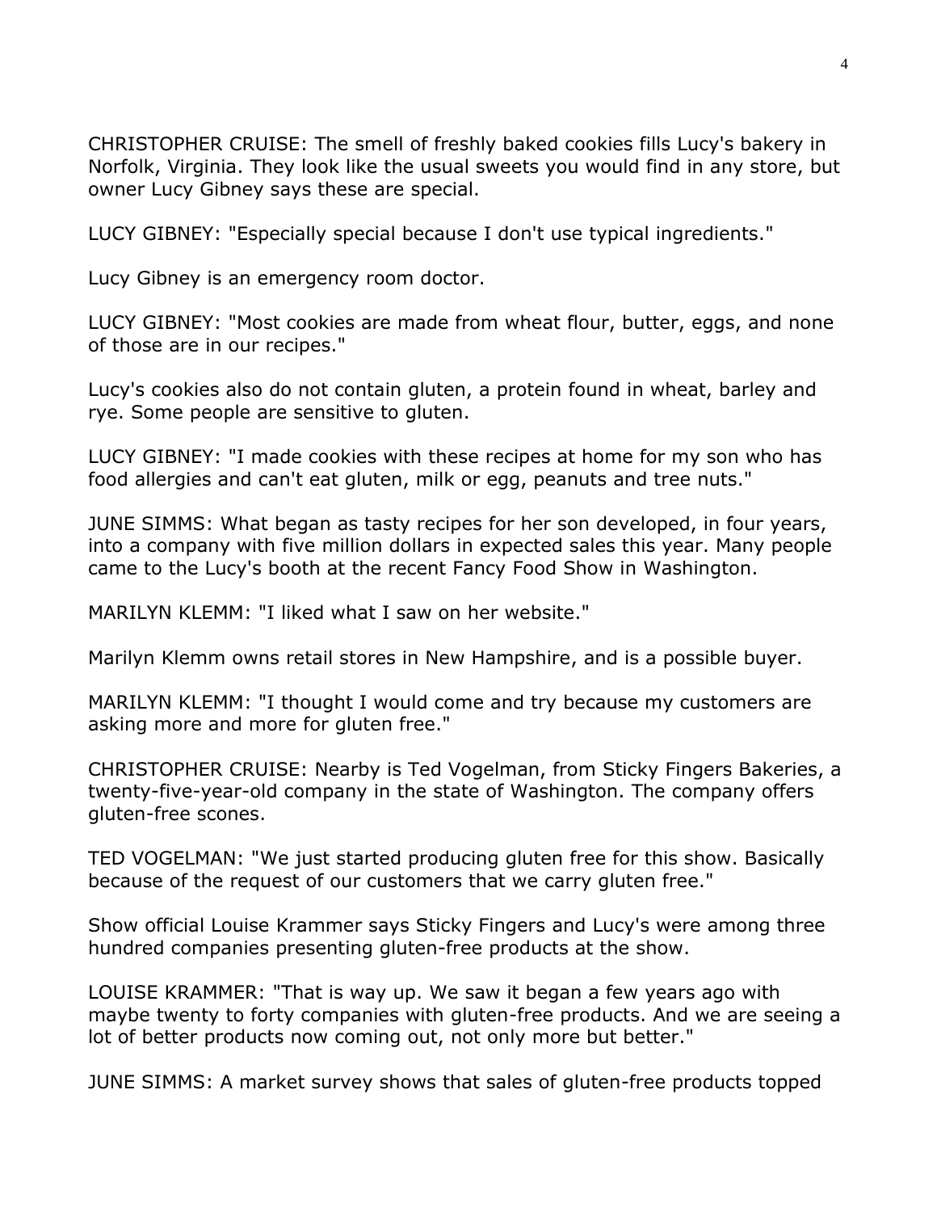CHRISTOPHER CRUISE: The smell of freshly baked cookies fills Lucy's bakery in Norfolk, Virginia. They look like the usual sweets you would find in any store, but owner Lucy Gibney says these are special.

LUCY GIBNEY: "Especially special because I don't use typical ingredients."

Lucy Gibney is an emergency room doctor.

LUCY GIBNEY: "Most cookies are made from wheat flour, butter, eggs, and none of those are in our recipes."

Lucy's cookies also do not contain gluten, a protein found in wheat, barley and rye. Some people are sensitive to gluten.

LUCY GIBNEY: "I made cookies with these recipes at home for my son who has food allergies and can't eat gluten, milk or egg, peanuts and tree nuts."

JUNE SIMMS: What began as tasty recipes for her son developed, in four years, into a company with five million dollars in expected sales this year. Many people came to the Lucy's booth at the recent Fancy Food Show in Washington.

MARILYN KLEMM: "I liked what I saw on her website."

Marilyn Klemm owns retail stores in New Hampshire, and is a possible buyer.

MARILYN KLEMM: "I thought I would come and try because my customers are asking more and more for gluten free."

CHRISTOPHER CRUISE: Nearby is Ted Vogelman, from Sticky Fingers Bakeries, a twenty-five-year-old company in the state of Washington. The company offers gluten-free scones.

TED VOGELMAN: "We just started producing gluten free for this show. Basically because of the request of our customers that we carry gluten free."

Show official Louise Krammer says Sticky Fingers and Lucy's were among three hundred companies presenting gluten-free products at the show.

LOUISE KRAMMER: "That is way up. We saw it began a few years ago with maybe twenty to forty companies with gluten-free products. And we are seeing a lot of better products now coming out, not only more but better."

JUNE SIMMS: A market survey shows that sales of gluten-free products topped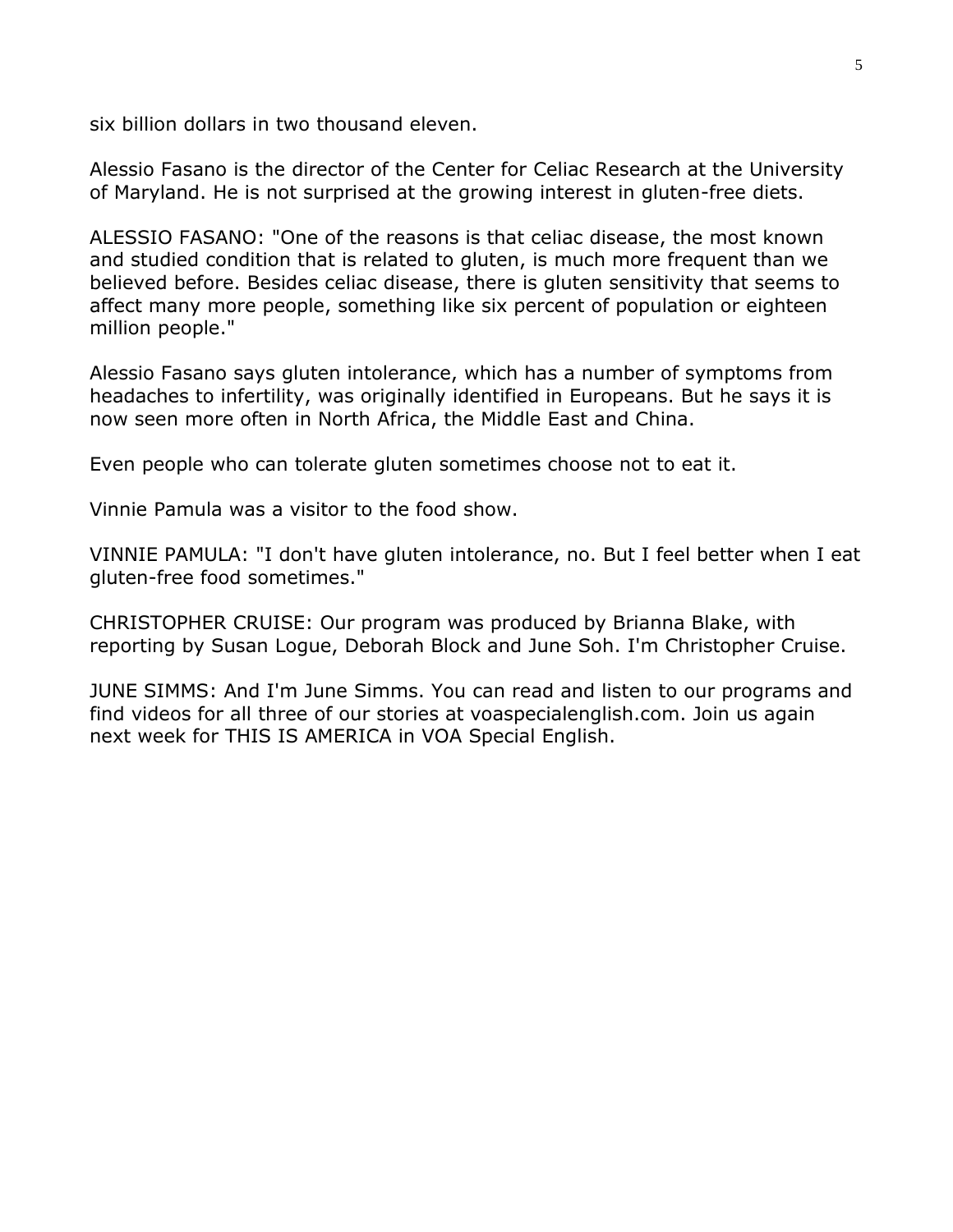six billion dollars in two thousand eleven.

Alessio Fasano is the director of the Center for Celiac Research at the University of Maryland. He is not surprised at the growing interest in gluten-free diets.

ALESSIO FASANO: "One of the reasons is that celiac disease, the most known and studied condition that is related to gluten, is much more frequent than we believed before. Besides celiac disease, there is gluten sensitivity that seems to affect many more people, something like six percent of population or eighteen million people."

Alessio Fasano says gluten intolerance, which has a number of symptoms from headaches to infertility, was originally identified in Europeans. But he says it is now seen more often in North Africa, the Middle East and China.

Even people who can tolerate gluten sometimes choose not to eat it.

Vinnie Pamula was a visitor to the food show.

VINNIE PAMULA: "I don't have gluten intolerance, no. But I feel better when I eat gluten-free food sometimes."

CHRISTOPHER CRUISE: Our program was produced by Brianna Blake, with reporting by Susan Logue, Deborah Block and June Soh. I'm Christopher Cruise.

JUNE SIMMS: And I'm June Simms. You can read and listen to our programs and find videos for all three of our stories at voaspecialenglish.com. Join us again next week for THIS IS AMERICA in VOA Special English.